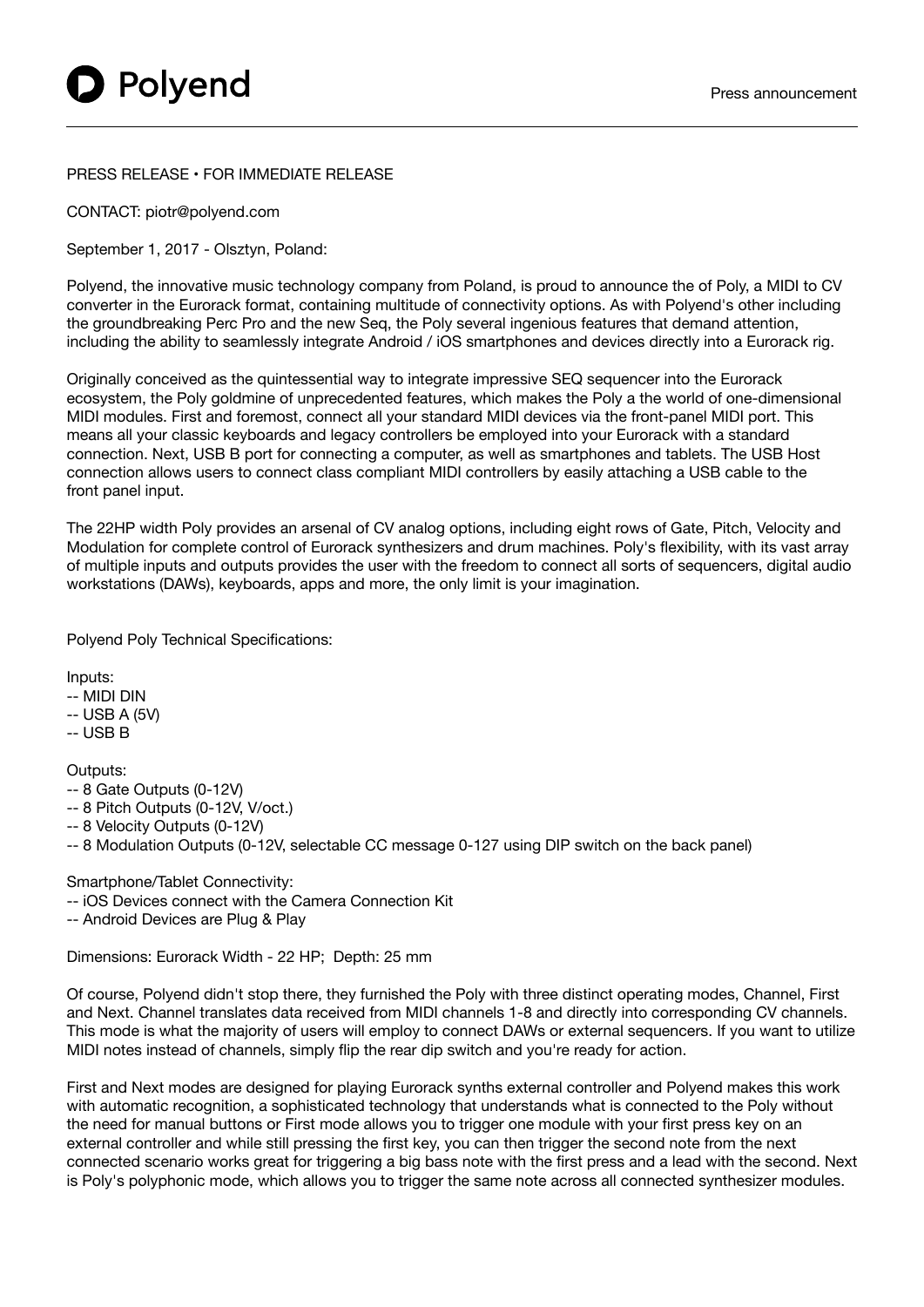# Polyend

Press announcement

PRESS RELEASE • FOR IMMEDIATE RELEASE

CONTACT: piotr@polyend.com

September 1, 2017 - Olsztyn, Poland:

Polyend, the innovative music technology company from Poland, is proud to announce the of Poly, a MIDI to CV converter in the Eurorack format, containing multitude of connectivity options. As with Polyend's other including the groundbreaking Perc Pro and the new Seq, the Poly several ingenious features that demand attention, including the ability to seamlessly integrate Android / iOS smartphones and devices directly into a Eurorack rig.

Originally conceived as the quintessential way to integrate impressive SEQ sequencer into the Eurorack ecosystem, the Poly goldmine of unprecedented features, which makes the Poly a the world of one-dimensional MIDI modules. First and foremost, connect all your standard MIDI devices via the front-panel MIDI port. This means all your classic keyboards and legacy controllers be employed into your Eurorack with a standard connection. Next, USB B port for connecting a computer, as well as smartphones and tablets. The USB Host connection allows users to connect class compliant MIDI controllers by easily attaching a USB cable to the front panel input.

The 22HP width Poly provides an arsenal of CV analog options, including eight rows of Gate, Pitch, Velocity and Modulation for complete control of Eurorack synthesizers and drum machines. Poly's flexibility, with its vast array of multiple inputs and outputs provides the user with the freedom to connect all sorts of sequencers, digital audio workstations (DAWs), keyboards, apps and more, the only limit is your imagination.

Polyend Poly Technical Specifications:

Inputs:
- -- MIDI DIN
- -- USB A (5V)
- -- USB B

Outputs:
- -- 8 Gate Outputs (0-12V)
- -- 8 Pitch Outputs (0-12V, V/oct.)
- -- 8 Velocity Outputs (0-12V)
- -- 8 Modulation Outputs (0-12V, selectable CC message 0-127 using DIP switch on the back panel)

Smartphone/Tablet Connectivity:
- -- iOS Devices connect with the Camera Connection Kit
- -- Android Devices are Plug & Play

Dimensions: Eurorack Width - 22 HP; Depth: 25 mm

Of course, Polyend didn't stop there, they furnished the Poly with three distinct operating modes, Channel, First and Next. Channel translates data received from MIDI channels 1-8 and directly into corresponding CV channels. This mode is what the majority of users will employ to connect DAWs or external sequencers. If you want to utilize MIDI notes instead of channels, simply flip the rear dip switch and you're ready for action.

First and Next modes are designed for playing Eurorack synths external controller and Polyend makes this work with automatic recognition, a sophisticated technology that understands what is connected to the Poly without the need for manual buttons or First mode allows you to trigger one module with your first press key on an external controller and while still pressing the first key, you can then trigger the second note from the next connected scenario works great for triggering a big bass note with the first press and a lead with the second. Next is Poly's polyphonic mode, which allows you to trigger the same note across all connected synthesizer modules.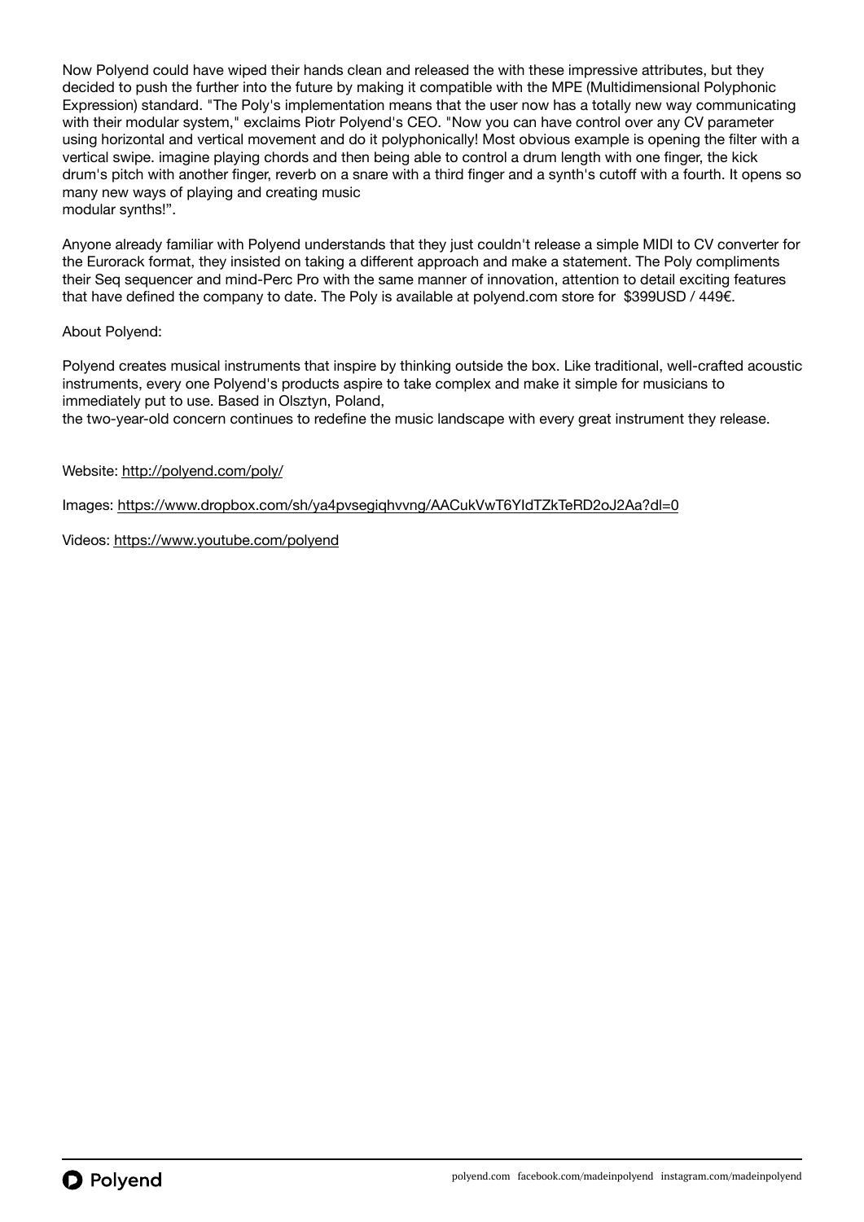Now Polyend could have wiped their hands clean and released the with these impressive attributes, but they decided to push the further into the future by making it compatible with the MPE (Multidimensional Polyphonic Expression) standard. "The Poly's implementation means that the user now has a totally new way communicating with their modular system," exclaims Piotr Polyend's CEO. "Now you can have control over any CV parameter using horizontal and vertical movement and do it polyphonically! Most obvious example is opening the filter with a vertical swipe. imagine playing chords and then being able to control a drum length with one finger, the kick drum's pitch with another finger, reverb on a snare with a third finger and a synth's cutoff with a fourth. It opens so many new ways of playing and creating music modular synths!".

Anyone already familiar with Polyend understands that they just couldn't release a simple MIDI to CV converter for the Eurorack format, they insisted on taking a different approach and make a statement. The Poly compliments their Seq sequencer and mind-Perc Pro with the same manner of innovation, attention to detail exciting features that have defined the company to date. The Poly is available at polyend.com store for $399USD / 449€.

About Polyend:

Polyend creates musical instruments that inspire by thinking outside the box. Like traditional, well-crafted acoustic instruments, every one Polyend's products aspire to take complex and make it simple for musicians to immediately put to use. Based in Olsztyn, Poland, the two-year-old concern continues to redefine the music landscape with every great instrument they release.

Website: http://polyend.com/poly/

Images: https://www.dropbox.com/sh/ya4pvsegiqhvvng/AACukVwT6YIdTZkTeRD2oJ2Aa?dl=0

Videos: https://www.youtube.com/polyend